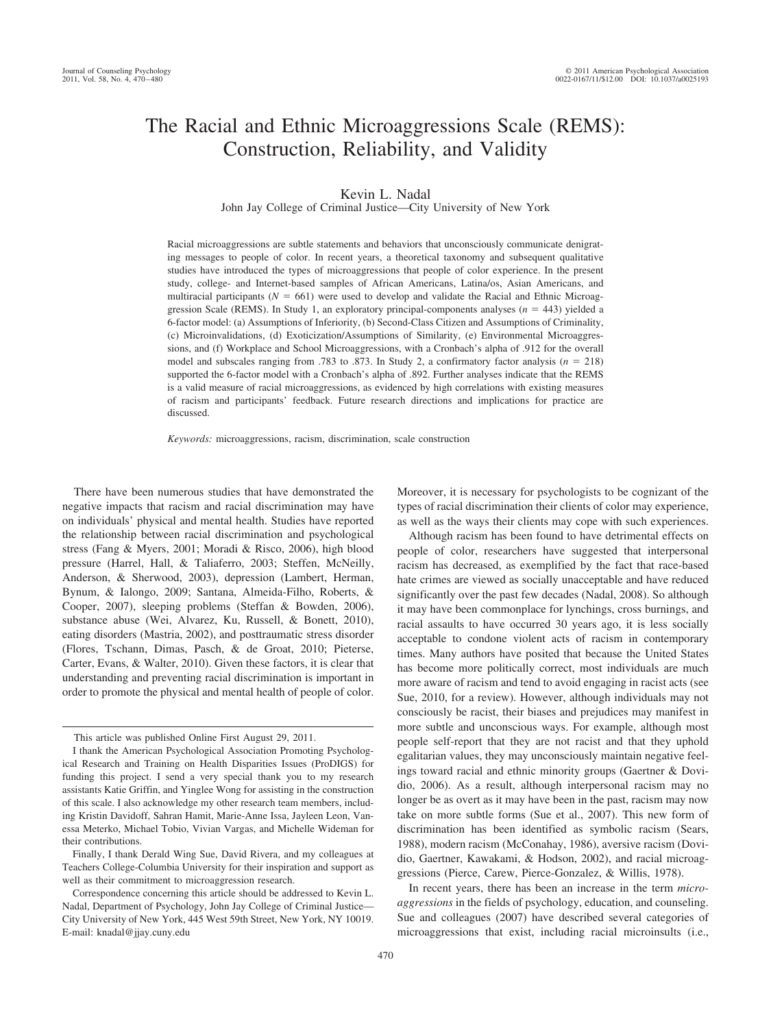# The Racial and Ethnic Microaggressions Scale (REMS): Construction, Reliability, and Validity

Kevin L. Nadal
John Jay College of Criminal Justice—City University of New York

Racial microaggressions are subtle statements and behaviors that unconsciously communicate denigrating messages to people of color. In recent years, a theoretical taxonomy and subsequent qualitative studies have introduced the types of microaggressions that people of color experience. In the present study, college- and Internet-based samples of African Americans, Latina/os, Asian Americans, and multiracial participants ($N = 661$) were used to develop and validate the Racial and Ethnic Microaggression Scale (REMS). In Study 1, an exploratory principal-components analyses ($n = 443$) yielded a 6-factor model: (a) Assumptions of Inferiority, (b) Second-Class Citizen and Assumptions of Criminality, (c) Microinvalidations, (d) Exoticization/Assumptions of Similarity, (e) Environmental Microaggressions, and (f) Workplace and School Microaggressions, with a Cronbach's alpha of .912 for the overall model and subscales ranging from .783 to .873. In Study 2, a confirmatory factor analysis ($n = 218$) supported the 6-factor model with a Cronbach's alpha of .892. Further analyses indicate that the REMS is a valid measure of racial microaggressions, as evidenced by high correlations with existing measures of racism and participants' feedback. Future research directions and implications for practice are discussed.

*Keywords:* microaggressions, racism, discrimination, scale construction

There have been numerous studies that have demonstrated the negative impacts that racism and racial discrimination may have on individuals' physical and mental health. Studies have reported the relationship between racial discrimination and psychological stress (Fang & Myers, 2001; Moradi & Risco, 2006), high blood pressure (Harrel, Hall, & Taliaferro, 2003; Steffen, McNeilly, Anderson, & Sherwood, 2003), depression (Lambert, Herman, Bynum, & Ialongo, 2009; Santana, Almeida-Filho, Roberts, & Cooper, 2007), sleeping problems (Steffan & Bowden, 2006), substance abuse (Wei, Alvarez, Ku, Russell, & Bonett, 2010), eating disorders (Mastria, 2002), and posttraumatic stress disorder (Flores, Tschann, Dimas, Pasch, & de Groat, 2010; Pieterse, Carter, Evans, & Walter, 2010). Given these factors, it is clear that understanding and preventing racial discrimination is important in order to promote the physical and mental health of people of color. Moreover, it is necessary for psychologists to be cognizant of the types of racial discrimination their clients of color may experience, as well as the ways their clients may cope with such experiences.

Although racism has been found to have detrimental effects on people of color, researchers have suggested that interpersonal racism has decreased, as exemplified by the fact that race-based hate crimes are viewed as socially unacceptable and have reduced significantly over the past few decades (Nadal, 2008). So although it may have been commonplace for lynchings, cross burnings, and racial assaults to have occurred 30 years ago, it is less socially acceptable to condone violent acts of racism in contemporary times. Many authors have posited that because the United States has become more politically correct, most individuals are much more aware of racism and tend to avoid engaging in racist acts (see Sue, 2010, for a review). However, although individuals may not consciously be racist, their biases and prejudices may manifest in more subtle and unconscious ways. For example, although most people self-report that they are not racist and that they uphold egalitarian values, they may unconsciously maintain negative feelings toward racial and ethnic minority groups (Gaertner & Dovidio, 2006). As a result, although interpersonal racism may no longer be as overt as it may have been in the past, racism may now take on more subtle forms (Sue et al., 2007). This new form of discrimination has been identified as symbolic racism (Sears, 1988), modern racism (McConahay, 1986), aversive racism (Dovidio, Gaertner, Kawakami, & Hodson, 2002), and racial microaggressions (Pierce, Carew, Pierce-Gonzalez, & Willis, 1978).

In recent years, there has been an increase in the term *microaggressions* in the fields of psychology, education, and counseling. Sue and colleagues (2007) have described several categories of microaggressions that exist, including racial microinsults (i.e.,

---

This article was published Online First August 29, 2011.

I thank the American Psychological Association Promoting Psychological Research and Training on Health Disparities Issues (ProDIGS) for funding this project. I send a very special thank you to my research assistants Katie Griffin, and Yinglee Wong for assisting in the construction of this scale. I also acknowledge my other research team members, including Kristin Davidoff, Sahran Hamit, Marie-Anne Issa, Jayleen Leon, Vanessa Meterko, Michael Tobio, Vivian Vargas, and Michelle Wideman for their contributions.

Finally, I thank Derald Wing Sue, David Rivera, and my colleagues at Teachers College-Columbia University for their inspiration and support as well as their commitment to microaggression research.

Correspondence concerning this article should be addressed to Kevin L. Nadal, Department of Psychology, John Jay College of Criminal Justice—City University of New York, 445 West 59th Street, New York, NY 10019. E-mail: knadal@jjay.cuny.edu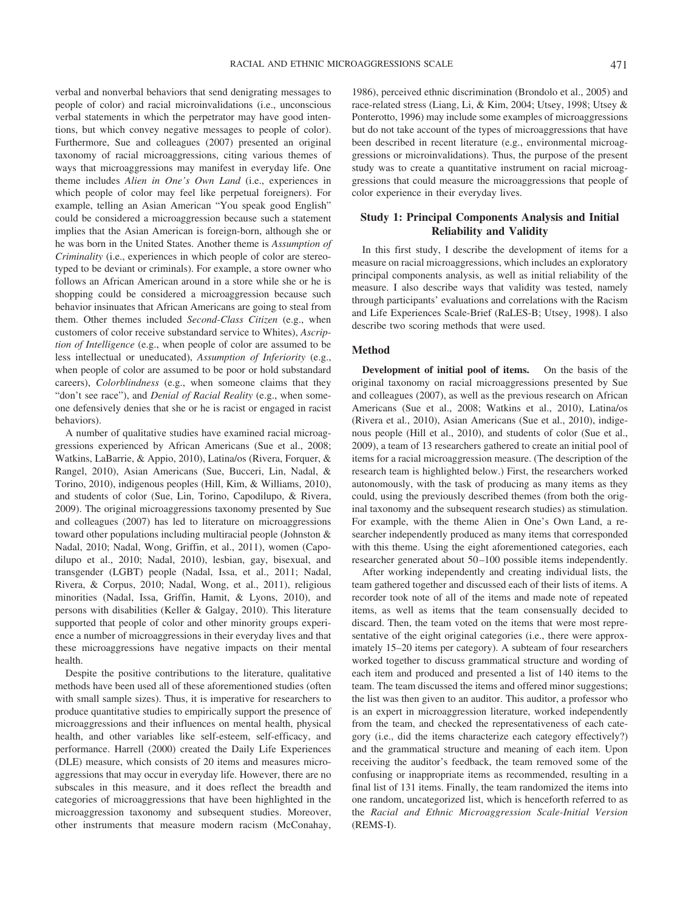verbal and nonverbal behaviors that send denigrating messages to people of color) and racial microinvalidations (i.e., unconscious verbal statements in which the perpetrator may have good intentions, but which convey negative messages to people of color). Furthermore, Sue and colleagues (2007) presented an original taxonomy of racial microaggressions, citing various themes of ways that microaggressions may manifest in everyday life. One theme includes *Alien in One's Own Land* (i.e., experiences in which people of color may feel like perpetual foreigners). For example, telling an Asian American "You speak good English" could be considered a microaggression because such a statement implies that the Asian American is foreign-born, although she or he was born in the United States. Another theme is *Assumption of Criminality* (i.e., experiences in which people of color are stereotyped to be deviant or criminals). For example, a store owner who follows an African American around in a store while she or he is shopping could be considered a microaggression because such behavior insinuates that African Americans are going to steal from them. Other themes included *Second-Class Citizen* (e.g., when customers of color receive substandard service to Whites), *Ascription of Intelligence* (e.g., when people of color are assumed to be less intellectual or uneducated), *Assumption of Inferiority* (e.g., when people of color are assumed to be poor or hold substandard careers), *Colorblindness* (e.g., when someone claims that they "don't see race"), and *Denial of Racial Reality* (e.g., when someone defensively denies that she or he is racist or engaged in racist behaviors).

A number of qualitative studies have examined racial microaggressions experienced by African Americans (Sue et al., 2008; Watkins, LaBarrie, & Appio, 2010), Latina/os (Rivera, Forquer, & Rangel, 2010), Asian Americans (Sue, Bucceri, Lin, Nadal, & Torino, 2010), indigenous peoples (Hill, Kim, & Williams, 2010), and students of color (Sue, Lin, Torino, Capodilupo, & Rivera, 2009). The original microaggressions taxonomy presented by Sue and colleagues (2007) has led to literature on microaggressions toward other populations including multiracial people (Johnston & Nadal, 2010; Nadal, Wong, Griffin, et al., 2011), women (Capodilupo et al., 2010; Nadal, 2010), lesbian, gay, bisexual, and transgender (LGBT) people (Nadal, Issa, et al., 2011; Nadal, Rivera, & Corpus, 2010; Nadal, Wong, et al., 2011), religious minorities (Nadal, Issa, Griffin, Hamit, & Lyons, 2010), and persons with disabilities (Keller & Galgay, 2010). This literature supported that people of color and other minority groups experience a number of microaggressions in their everyday lives and that these microaggressions have negative impacts on their mental health.

Despite the positive contributions to the literature, qualitative methods have been used all of these aforementioned studies (often with small sample sizes). Thus, it is imperative for researchers to produce quantitative studies to empirically support the presence of microaggressions and their influences on mental health, physical health, and other variables like self-esteem, self-efficacy, and performance. Harrell (2000) created the Daily Life Experiences (DLE) measure, which consists of 20 items and measures microaggressions that may occur in everyday life. However, there are no subscales in this measure, and it does reflect the breadth and categories of microaggressions that have been highlighted in the microaggression taxonomy and subsequent studies. Moreover, other instruments that measure modern racism (McConahay, 1986), perceived ethnic discrimination (Brondolo et al., 2005) and race-related stress (Liang, Li, & Kim, 2004; Utsey, 1998; Utsey & Ponterotto, 1996) may include some examples of microaggressions but do not take account of the types of microaggressions that have been described in recent literature (e.g., environmental microaggressions or microinvalidations). Thus, the purpose of the present study was to create a quantitative instrument on racial microaggressions that could measure the microaggressions that people of color experience in their everyday lives.

## Study 1: Principal Components Analysis and Initial Reliability and Validity

In this first study, I describe the development of items for a measure on racial microaggressions, which includes an exploratory principal components analysis, as well as initial reliability of the measure. I also describe ways that validity was tested, namely through participants' evaluations and correlations with the Racism and Life Experiences Scale-Brief (RaLES-B; Utsey, 1998). I also describe two scoring methods that were used.

### Method

**Development of initial pool of items.** On the basis of the original taxonomy on racial microaggressions presented by Sue and colleagues (2007), as well as the previous research on African Americans (Sue et al., 2008; Watkins et al., 2010), Latina/os (Rivera et al., 2010), Asian Americans (Sue et al., 2010), indigenous people (Hill et al., 2010), and students of color (Sue et al., 2009), a team of 13 researchers gathered to create an initial pool of items for a racial microaggression measure. (The description of the research team is highlighted below.) First, the researchers worked autonomously, with the task of producing as many items as they could, using the previously described themes (from both the original taxonomy and the subsequent research studies) as stimulation. For example, with the theme Alien in One's Own Land, a researcher independently produced as many items that corresponded with this theme. Using the eight aforementioned categories, each researcher generated about 50–100 possible items independently.

After working independently and creating individual lists, the team gathered together and discussed each of their lists of items. A recorder took note of all of the items and made note of repeated items, as well as items that the team consensually decided to discard. Then, the team voted on the items that were most representative of the eight original categories (i.e., there were approximately 15–20 items per category). A subteam of four researchers worked together to discuss grammatical structure and wording of each item and produced and presented a list of 140 items to the team. The team discussed the items and offered minor suggestions; the list was then given to an auditor. This auditor, a professor who is an expert in microaggression literature, worked independently from the team, and checked the representativeness of each category (i.e., did the items characterize each category effectively?) and the grammatical structure and meaning of each item. Upon receiving the auditor's feedback, the team removed some of the confusing or inappropriate items as recommended, resulting in a final list of 131 items. Finally, the team randomized the items into one random, uncategorized list, which is henceforth referred to as the *Racial and Ethnic Microaggression Scale-Initial Version* (REMS-I).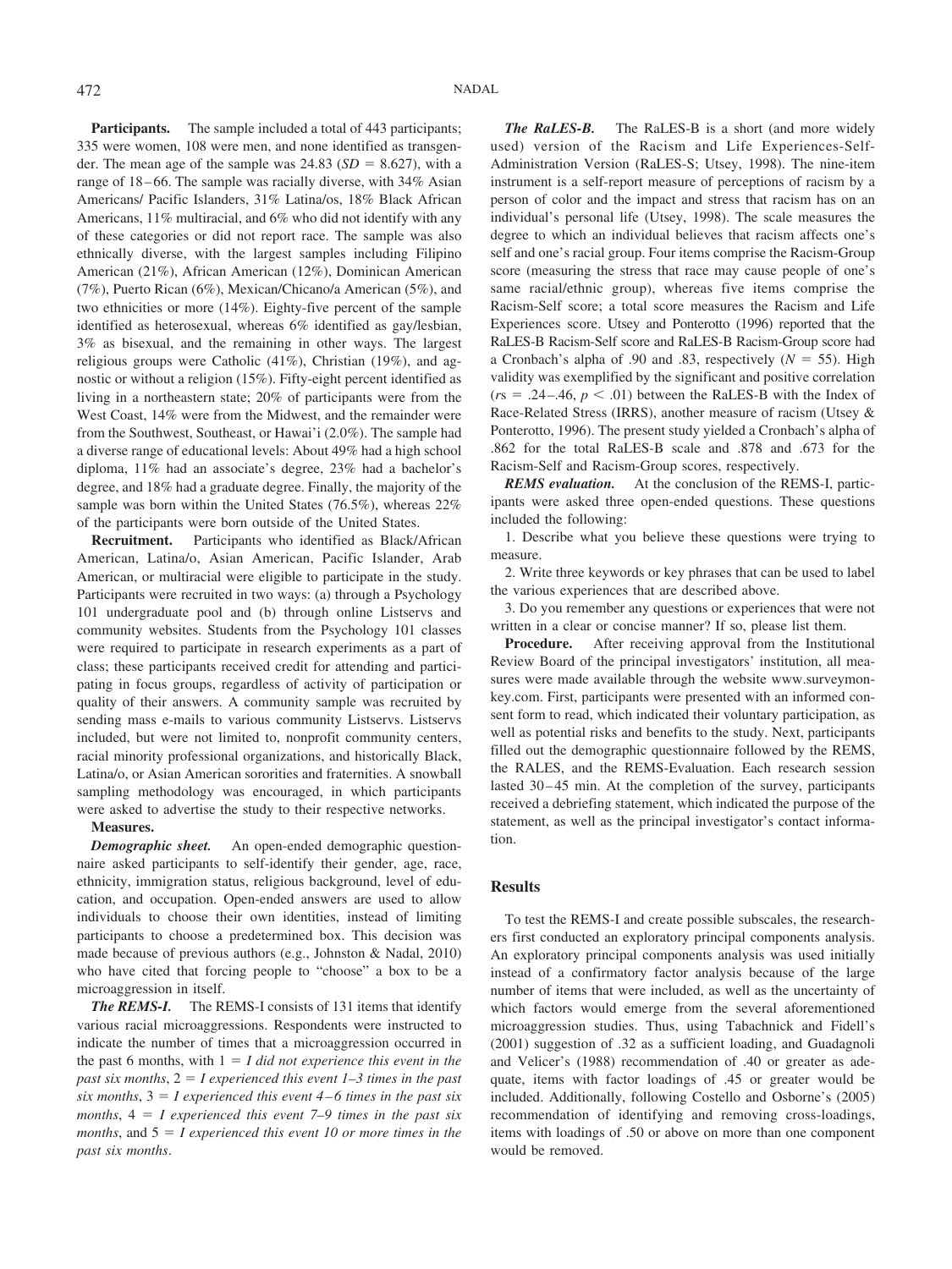**Participants.** The sample included a total of 443 participants; 335 were women, 108 were men, and none identified as transgender. The mean age of the sample was 24.83 ($SD = 8.627$), with a range of 18–66. The sample was racially diverse, with 34% Asian Americans/ Pacific Islanders, 31% Latina/os, 18% Black African Americans, 11% multiracial, and 6% who did not identify with any of these categories or did not report race. The sample was also ethnically diverse, with the largest samples including Filipino American (21%), African American (12%), Dominican American (7%), Puerto Rican (6%), Mexican/Chicano/a American (5%), and two ethnicities or more (14%). Eighty-five percent of the sample identified as heterosexual, whereas 6% identified as gay/lesbian, 3% as bisexual, and the remaining in other ways. The largest religious groups were Catholic (41%), Christian (19%), and agnostic or without a religion (15%). Fifty-eight percent identified as living in a northeastern state; 20% of participants were from the West Coast, 14% were from the Midwest, and the remainder were from the Southwest, Southeast, or Hawai'i (2.0%). The sample had a diverse range of educational levels: About 49% had a high school diploma, 11% had an associate's degree, 23% had a bachelor's degree, and 18% had a graduate degree. Finally, the majority of the sample was born within the United States (76.5%), whereas 22% of the participants were born outside of the United States.

**Recruitment.** Participants who identified as Black/African American, Latina/o, Asian American, Pacific Islander, Arab American, or multiracial were eligible to participate in the study. Participants were recruited in two ways: (a) through a Psychology 101 undergraduate pool and (b) through online Listservs and community websites. Students from the Psychology 101 classes were required to participate in research experiments as a part of class; these participants received credit for attending and participating in focus groups, regardless of activity of participation or quality of their answers. A community sample was recruited by sending mass e-mails to various community Listservs. Listservs included, but were not limited to, nonprofit community centers, racial minority professional organizations, and historically Black, Latina/o, or Asian American sororities and fraternities. A snowball sampling methodology was encouraged, in which participants were asked to advertise the study to their respective networks.

**Measures.**

***Demographic sheet.*** An open-ended demographic questionnaire asked participants to self-identify their gender, age, race, ethnicity, immigration status, religious background, level of education, and occupation. Open-ended answers are used to allow individuals to choose their own identities, instead of limiting participants to choose a predetermined box. This decision was made because of previous authors (e.g., Johnston & Nadal, 2010) who have cited that forcing people to "choose" a box to be a microaggression in itself.

***The REMS-I.*** The REMS-I consists of 131 items that identify various racial microaggressions. Respondents were instructed to indicate the number of times that a microaggression occurred in the past 6 months, with 1 = *I did not experience this event in the past six months*, 2 = *I experienced this event 1–3 times in the past six months*, 3 = *I experienced this event 4–6 times in the past six months*, 4 = *I experienced this event 7–9 times in the past six months*, and 5 = *I experienced this event 10 or more times in the past six months*.

***The RaLES-B.*** The RaLES-B is a short (and more widely used) version of the Racism and Life Experiences-Self-Administration Version (RaLES-S; Utsey, 1998). The nine-item instrument is a self-report measure of perceptions of racism by a person of color and the impact and stress that racism has on an individual's personal life (Utsey, 1998). The scale measures the degree to which an individual believes that racism affects one's self and one's racial group. Four items comprise the Racism-Group score (measuring the stress that race may cause people of one's same racial/ethnic group), whereas five items comprise the Racism-Self score; a total score measures the Racism and Life Experiences score. Utsey and Ponterotto (1996) reported that the RaLES-B Racism-Self score and RaLES-B Racism-Group score had a Cronbach's alpha of .90 and .83, respectively ($N = 55$). High validity was exemplified by the significant and positive correlation ($rs = .24–.46$, $p < .01$) between the RaLES-B with the Index of Race-Related Stress (IRRS), another measure of racism (Utsey & Ponterotto, 1996). The present study yielded a Cronbach's alpha of .862 for the total RaLES-B scale and .878 and .673 for the Racism-Self and Racism-Group scores, respectively.

***REMS evaluation.*** At the conclusion of the REMS-I, participants were asked three open-ended questions. These questions included the following:

1. Describe what you believe these questions were trying to measure.

2. Write three keywords or key phrases that can be used to label the various experiences that are described above.

3. Do you remember any questions or experiences that were not written in a clear or concise manner? If so, please list them.

**Procedure.** After receiving approval from the Institutional Review Board of the principal investigators' institution, all measures were made available through the website www.surveymonkey.com. First, participants were presented with an informed consent form to read, which indicated their voluntary participation, as well as potential risks and benefits to the study. Next, participants filled out the demographic questionnaire followed by the REMS, the RALES, and the REMS-Evaluation. Each research session lasted 30–45 min. At the completion of the survey, participants received a debriefing statement, which indicated the purpose of the statement, as well as the principal investigator's contact information.

## Results

To test the REMS-I and create possible subscales, the researchers first conducted an exploratory principal components analysis. An exploratory principal components analysis was used initially instead of a confirmatory factor analysis because of the large number of items that were included, as well as the uncertainty of which factors would emerge from the several aforementioned microaggression studies. Thus, using Tabachnick and Fidell's (2001) suggestion of .32 as a sufficient loading, and Guadagnoli and Velicer's (1988) recommendation of .40 or greater as adequate, items with factor loadings of .45 or greater would be included. Additionally, following Costello and Osborne's (2005) recommendation of identifying and removing cross-loadings, items with loadings of .50 or above on more than one component would be removed.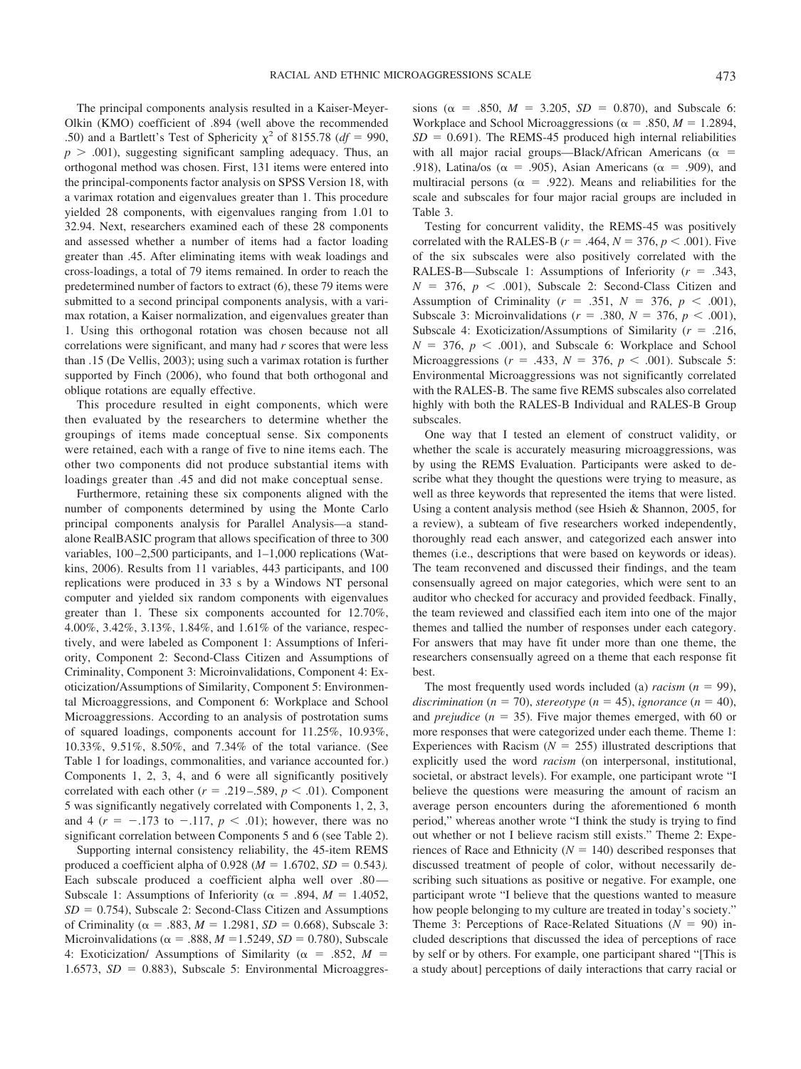The principal components analysis resulted in a Kaiser-Meyer-Olkin (KMO) coefficient of .894 (well above the recommended .50) and a Bartlett's Test of Sphericity $\chi^2$ of 8155.78 ($df$ = 990, $p > .001$), suggesting significant sampling adequacy. Thus, an orthogonal method was chosen. First, 131 items were entered into the principal-components factor analysis on SPSS Version 18, with a varimax rotation and eigenvalues greater than 1. This procedure yielded 28 components, with eigenvalues ranging from 1.01 to 32.94. Next, researchers examined each of these 28 components and assessed whether a number of items had a factor loading greater than .45. After eliminating items with weak loadings and cross-loadings, a total of 79 items remained. In order to reach the predetermined number of factors to extract (6), these 79 items were submitted to a second principal components analysis, with a varimax rotation, a Kaiser normalization, and eigenvalues greater than 1. Using this orthogonal rotation was chosen because not all correlations were significant, and many had $r$ scores that were less than .15 (De Vellis, 2003); using such a varimax rotation is further supported by Finch (2006), who found that both orthogonal and oblique rotations are equally effective.

This procedure resulted in eight components, which were then evaluated by the researchers to determine whether the groupings of items made conceptual sense. Six components were retained, each with a range of five to nine items each. The other two components did not produce substantial items with loadings greater than .45 and did not make conceptual sense.

Furthermore, retaining these six components aligned with the number of components determined by using the Monte Carlo principal components analysis for Parallel Analysis—a standalone RealBASIC program that allows specification of three to 300 variables, 100–2,500 participants, and 1–1,000 replications (Watkins, 2006). Results from 11 variables, 443 participants, and 100 replications were produced in 33 s by a Windows NT personal computer and yielded six random components with eigenvalues greater than 1. These six components accounted for 12.70%, 4.00%, 3.42%, 3.13%, 1.84%, and 1.61% of the variance, respectively, and were labeled as Component 1: Assumptions of Inferiority, Component 2: Second-Class Citizen and Assumptions of Criminality, Component 3: Microinvalidations, Component 4: Exoticization/Assumptions of Similarity, Component 5: Environmental Microaggressions, and Component 6: Workplace and School Microaggressions. According to an analysis of postrotation sums of squared loadings, components account for 11.25%, 10.93%, 10.33%, 9.51%, 8.50%, and 7.34% of the total variance. (See Table 1 for loadings, commonalities, and variance accounted for.) Components 1, 2, 3, 4, and 6 were all significantly positively correlated with each other ($r$ = .219–.589, $p < .01$). Component 5 was significantly negatively correlated with Components 1, 2, 3, and 4 ($r$ = −.173 to −.117, $p < .01$); however, there was no significant correlation between Components 5 and 6 (see Table 2).

Supporting internal consistency reliability, the 45-item REMS produced a coefficient alpha of 0.928 ($M$ = 1.6702, $SD$ = 0.543). Each subscale produced a coefficient alpha well over .80—Subscale 1: Assumptions of Inferiority ($\alpha$ = .894, $M$ = 1.4052, $SD$ = 0.754), Subscale 2: Second-Class Citizen and Assumptions of Criminality ($\alpha$ = .883, $M$ = 1.2981, $SD$ = 0.668), Subscale 3: Microinvalidations ($\alpha$ = .888, $M$ =1.5249, $SD$ = 0.780), Subscale 4: Exoticization/ Assumptions of Similarity ($\alpha$ = .852, $M$ = 1.6573, $SD$ = 0.883), Subscale 5: Environmental Microaggressions ($\alpha$ = .850, $M$ = 3.205, $SD$ = 0.870), and Subscale 6: Workplace and School Microaggressions ($\alpha$ = .850, $M$ = 1.2894, $SD$ = 0.691). The REMS-45 produced high internal reliabilities with all major racial groups—Black/African Americans ($\alpha$ = .918), Latina/os ($\alpha$ = .905), Asian Americans ($\alpha$ = .909), and multiracial persons ($\alpha$ = .922). Means and reliabilities for the scale and subscales for four major racial groups are included in Table 3.

Testing for concurrent validity, the REMS-45 was positively correlated with the RALES-B ($r$ = .464, $N$ = 376, $p < .001$). Five of the six subscales were also positively correlated with the RALES-B—Subscale 1: Assumptions of Inferiority ($r$ = .343, $N$ = 376, $p < .001$), Subscale 2: Second-Class Citizen and Assumption of Criminality ($r$ = .351, $N$ = 376, $p < .001$), Subscale 3: Microinvalidations ($r$ = .380, $N$ = 376, $p < .001$), Subscale 4: Exoticization/Assumptions of Similarity ($r$ = .216, $N$ = 376, $p < .001$), and Subscale 6: Workplace and School Microaggressions ($r$ = .433, $N$ = 376, $p < .001$). Subscale 5: Environmental Microaggressions was not significantly correlated with the RALES-B. The same five REMS subscales also correlated highly with both the RALES-B Individual and RALES-B Group subscales.

One way that I tested an element of construct validity, or whether the scale is accurately measuring microaggressions, was by using the REMS Evaluation. Participants were asked to describe what they thought the questions were trying to measure, as well as three keywords that represented the items that were listed. Using a content analysis method (see Hsieh & Shannon, 2005, for a review), a subteam of five researchers worked independently, thoroughly read each answer, and categorized each answer into themes (i.e., descriptions that were based on keywords or ideas). The team reconvened and discussed their findings, and the team consensually agreed on major categories, which were sent to an auditor who checked for accuracy and provided feedback. Finally, the team reviewed and classified each item into one of the major themes and tallied the number of responses under each category. For answers that may have fit under more than one theme, the researchers consensually agreed on a theme that each response fit best.

The most frequently used words included (a) *racism* ($n$ = 99), *discrimination* ($n$ = 70), *stereotype* ($n$ = 45), *ignorance* ($n$ = 40), and *prejudice* ($n$ = 35). Five major themes emerged, with 60 or more responses that were categorized under each theme. Theme 1: Experiences with Racism ($N$ = 255) illustrated descriptions that explicitly used the word *racism* (on interpersonal, institutional, societal, or abstract levels). For example, one participant wrote "I believe the questions were measuring the amount of racism an average person encounters during the aforementioned 6 month period," whereas another wrote "I think the study is trying to find out whether or not I believe racism still exists." Theme 2: Experiences of Race and Ethnicity ($N$ = 140) described responses that discussed treatment of people of color, without necessarily describing such situations as positive or negative. For example, one participant wrote "I believe that the questions wanted to measure how people belonging to my culture are treated in today's society." Theme 3: Perceptions of Race-Related Situations ($N$ = 90) included descriptions that discussed the idea of perceptions of race by self or by others. For example, one participant shared "[This is a study about] perceptions of daily interactions that carry racial or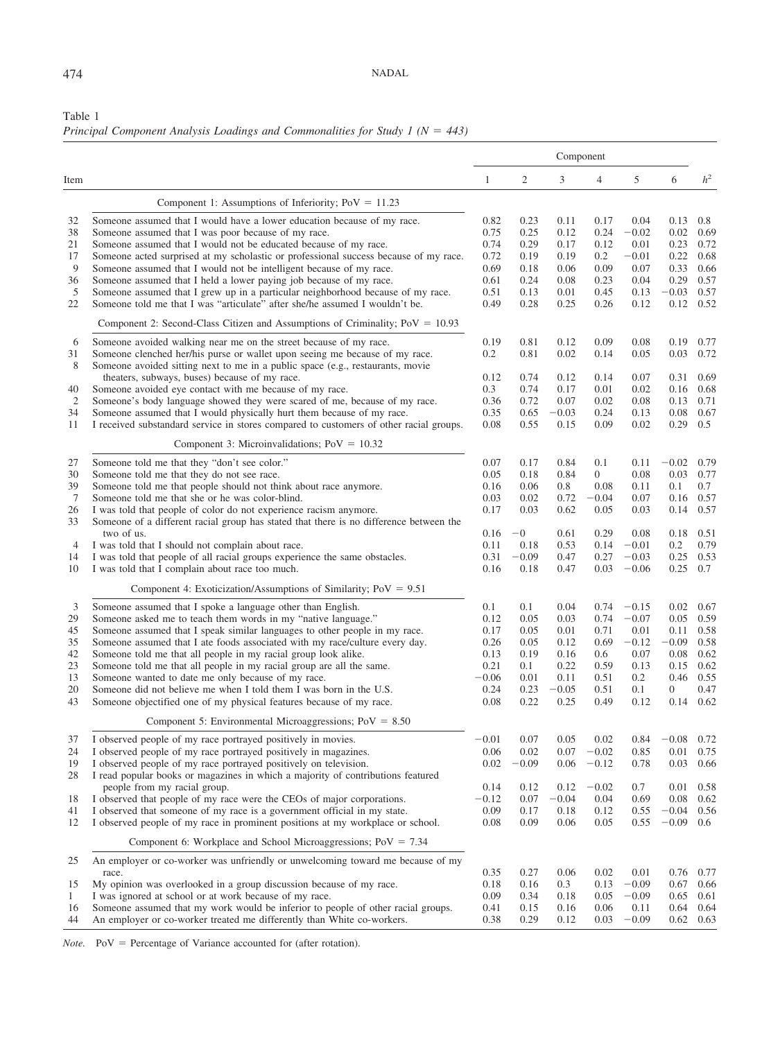Table 1
*Principal Component Analysis Loadings and Commonalities for Study 1 (N = 443)*

| Item | | Component 1 | 2 | 3 | 4 | 5 | 6 | $h^2$ |
|---|---|---|---|---|---|---|---|---|
| | Component 1: Assumptions of Inferiority; PoV = 11.23 | | | | | | | |
| 32 | Someone assumed that I would have a lower education because of my race. | 0.82 | 0.23 | 0.11 | 0.17 | 0.04 | 0.13 | 0.8 |
| 38 | Someone assumed that I was poor because of my race. | 0.75 | 0.25 | 0.12 | 0.24 | −0.02 | 0.02 | 0.69 |
| 21 | Someone assumed that I would not be educated because of my race. | 0.74 | 0.29 | 0.17 | 0.12 | 0.01 | 0.23 | 0.72 |
| 17 | Someone acted surprised at my scholastic or professional success because of my race. | 0.72 | 0.19 | 0.19 | 0.2 | −0.01 | 0.22 | 0.68 |
| 9 | Someone assumed that I would not be intelligent because of my race. | 0.69 | 0.18 | 0.06 | 0.09 | 0.07 | 0.33 | 0.66 |
| 36 | Someone assumed that I held a lower paying job because of my race. | 0.61 | 0.24 | 0.08 | 0.23 | 0.04 | 0.29 | 0.57 |
| 5 | Someone assumed that I grew up in a particular neighborhood because of my race. | 0.51 | 0.13 | 0.01 | 0.45 | 0.13 | −0.03 | 0.57 |
| 22 | Someone told me that I was "articulate" after she/he assumed I wouldn't be. | 0.49 | 0.28 | 0.25 | 0.26 | 0.12 | 0.12 | 0.52 |
| | Component 2: Second-Class Citizen and Assumptions of Criminality; PoV = 10.93 | | | | | | | |
| 6 | Someone avoided walking near me on the street because of my race. | 0.19 | 0.81 | 0.12 | 0.09 | 0.08 | 0.19 | 0.77 |
| 31 | Someone clenched her/his purse or wallet upon seeing me because of my race. | 0.2 | 0.81 | 0.02 | 0.14 | 0.05 | 0.03 | 0.72 |
| 8 | Someone avoided sitting next to me in a public space (e.g., restaurants, movie theaters, subways, buses) because of my race. | 0.12 | 0.74 | 0.12 | 0.14 | 0.07 | 0.31 | 0.69 |
| 40 | Someone avoided eye contact with me because of my race. | 0.3 | 0.74 | 0.17 | 0.01 | 0.02 | 0.16 | 0.68 |
| 2 | Someone's body language showed they were scared of me, because of my race. | 0.36 | 0.72 | 0.07 | 0.02 | 0.08 | 0.13 | 0.71 |
| 34 | Someone assumed that I would physically hurt them because of my race. | 0.35 | 0.65 | −0.03 | 0.24 | 0.13 | 0.08 | 0.67 |
| 11 | I received substandard service in stores compared to customers of other racial groups. | 0.08 | 0.55 | 0.15 | 0.09 | 0.02 | 0.29 | 0.5 |
| | Component 3: Microinvalidations; PoV = 10.32 | | | | | | | |
| 27 | Someone told me that they "don't see color." | 0.07 | 0.17 | 0.84 | 0.1 | 0.11 | −0.02 | 0.79 |
| 30 | Someone told me that they do not see race. | 0.05 | 0.18 | 0.84 | 0 | 0.08 | 0.03 | 0.77 |
| 39 | Someone told me that people should not think about race anymore. | 0.16 | 0.06 | 0.8 | 0.08 | 0.11 | 0.1 | 0.7 |
| 7 | Someone told me that she or he was color-blind. | 0.03 | 0.02 | 0.72 | −0.04 | 0.07 | 0.16 | 0.57 |
| 26 | I was told that people of color do not experience racism anymore. | 0.17 | 0.03 | 0.62 | 0.05 | 0.03 | 0.14 | 0.57 |
| 33 | Someone of a different racial group has stated that there is no difference between the two of us. | 0.16 | −0 | 0.61 | 0.29 | 0.08 | 0.18 | 0.51 |
| 4 | I was told that I should not complain about race. | 0.11 | 0.18 | 0.53 | 0.14 | −0.01 | 0.2 | 0.79 |
| 14 | I was told that people of all racial groups experience the same obstacles. | 0.31 | −0.09 | 0.47 | 0.27 | −0.03 | 0.25 | 0.53 |
| 10 | I was told that I complain about race too much. | 0.16 | 0.18 | 0.47 | 0.03 | −0.06 | 0.25 | 0.7 |
| | Component 4: Exoticization/Assumptions of Similarity; PoV = 9.51 | | | | | | | |
| 3 | Someone assumed that I spoke a language other than English. | 0.1 | 0.1 | 0.04 | 0.74 | −0.15 | 0.02 | 0.67 |
| 29 | Someone asked me to teach them words in my "native language." | 0.12 | 0.05 | 0.03 | 0.74 | −0.07 | 0.05 | 0.59 |
| 45 | Someone assumed that I speak similar languages to other people in my race. | 0.17 | 0.05 | 0.01 | 0.71 | 0.01 | 0.11 | 0.58 |
| 35 | Someone assumed that I ate foods associated with my race/culture every day. | 0.26 | 0.05 | 0.12 | 0.69 | −0.12 | −0.09 | 0.58 |
| 42 | Someone told me that all people in my racial group look alike. | 0.13 | 0.19 | 0.16 | 0.6 | 0.07 | 0.08 | 0.62 |
| 23 | Someone told me that all people in my racial group are all the same. | 0.21 | 0.1 | 0.22 | 0.59 | 0.13 | 0.15 | 0.62 |
| 13 | Someone wanted to date me only because of my race. | −0.06 | 0.01 | 0.11 | 0.51 | 0.2 | 0.46 | 0.55 |
| 20 | Someone did not believe me when I told them I was born in the U.S. | 0.24 | 0.23 | −0.05 | 0.51 | 0.1 | 0 | 0.47 |
| 43 | Someone objectified one of my physical features because of my race. | 0.08 | 0.22 | 0.25 | 0.49 | 0.12 | 0.14 | 0.62 |
| | Component 5: Environmental Microaggressions; PoV = 8.50 | | | | | | | |
| 37 | I observed people of my race portrayed positively in movies. | −0.01 | 0.07 | 0.05 | 0.02 | 0.84 | −0.08 | 0.72 |
| 24 | I observed people of my race portrayed positively in magazines. | 0.06 | 0.02 | 0.07 | −0.02 | 0.85 | 0.01 | 0.75 |
| 19 | I observed people of my race portrayed positively on television. | 0.02 | −0.09 | 0.06 | −0.12 | 0.78 | 0.03 | 0.66 |
| 28 | I read popular books or magazines in which a majority of contributions featured people from my racial group. | 0.14 | 0.12 | 0.12 | −0.02 | 0.7 | 0.01 | 0.58 |
| 18 | I observed that people of my race were the CEOs of major corporations. | −0.12 | 0.07 | −0.04 | 0.04 | 0.69 | 0.08 | 0.62 |
| 41 | I observed that someone of my race is a government official in my state. | 0.09 | 0.17 | 0.18 | 0.12 | 0.55 | −0.04 | 0.56 |
| 12 | I observed people of my race in prominent positions at my workplace or school. | 0.08 | 0.09 | 0.06 | 0.05 | 0.55 | −0.09 | 0.6 |
| | Component 6: Workplace and School Microaggressions; PoV = 7.34 | | | | | | | |
| 25 | An employer or co-worker was unfriendly or unwelcoming toward me because of my race. | 0.35 | 0.27 | 0.06 | 0.02 | 0.01 | 0.76 | 0.77 |
| 15 | My opinion was overlooked in a group discussion because of my race. | 0.18 | 0.16 | 0.3 | 0.13 | −0.09 | 0.67 | 0.66 |
| 1 | I was ignored at school or at work because of my race. | 0.09 | 0.34 | 0.18 | 0.05 | −0.09 | 0.65 | 0.61 |
| 16 | Someone assumed that my work would be inferior to people of other racial groups. | 0.41 | 0.15 | 0.16 | 0.06 | 0.11 | 0.64 | 0.64 |
| 44 | An employer or co-worker treated me differently than White co-workers. | 0.38 | 0.29 | 0.12 | 0.03 | −0.09 | 0.62 | 0.63 |

*Note.* PoV = Percentage of Variance accounted for (after rotation).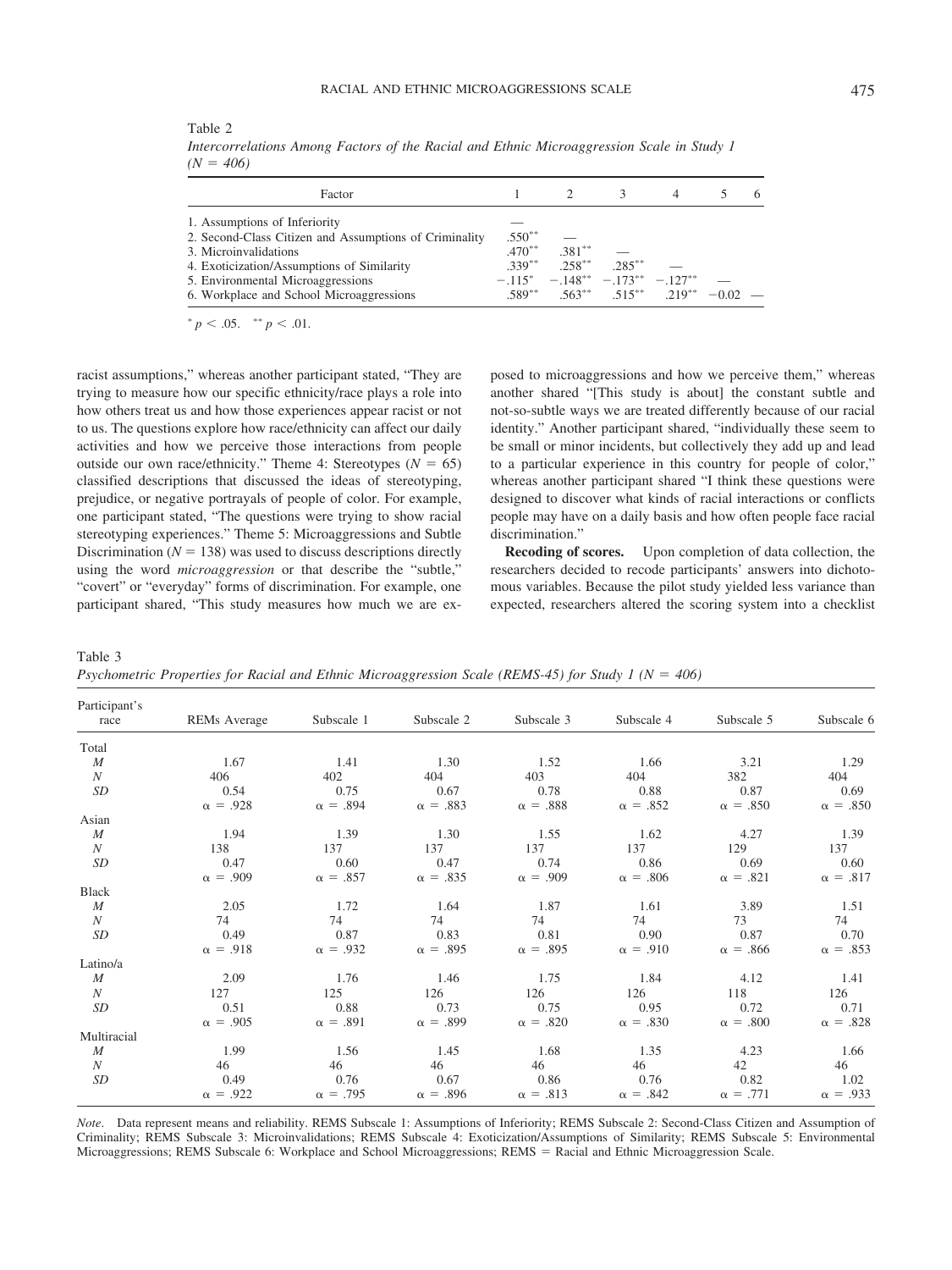Table 2

*Intercorrelations Among Factors of the Racial and Ethnic Microaggression Scale in Study 1 (N = 406)*

| Factor | 1 | 2 | 3 | 4 | 5 | 6 |
|---|---|---|---|---|---|---|
| 1. Assumptions of Inferiority | — | | | | | |
| 2. Second-Class Citizen and Assumptions of Criminality | .550** | — | | | | |
| 3. Microinvalidations | .470** | .381** | — | | | |
| 4. Exoticization/Assumptions of Similarity | .339** | .258** | .285** | — | | |
| 5. Environmental Microaggressions | −.115* | −.148** | −.173** | −.127** | — | |
| 6. Workplace and School Microaggressions | .589** | .563** | .515** | .219** | −0.02 | — |

* $p < .05$. ** $p < .01$.

racist assumptions," whereas another participant stated, "They are trying to measure how our specific ethnicity/race plays a role into how others treat us and how those experiences appear racist or not to us. The questions explore how race/ethnicity can affect our daily activities and how we perceive those interactions from people outside our own race/ethnicity." Theme 4: Stereotypes ($N = 65$) classified descriptions that discussed the ideas of stereotyping, prejudice, or negative portrayals of people of color. For example, one participant stated, "The questions were trying to show racial stereotyping experiences." Theme 5: Microaggressions and Subtle Discrimination ($N = 138$) was used to discuss descriptions directly using the word *microaggression* or that describe the "subtle," "covert" or "everyday" forms of discrimination. For example, one participant shared, "This study measures how much we are exposed to microaggressions and how we perceive them," whereas another shared "[This study is about] the constant subtle and not-so-subtle ways we are treated differently because of our racial identity." Another participant shared, "individually these seem to be small or minor incidents, but collectively they add up and lead to a particular experience in this country for people of color," whereas another participant shared "I think these questions were designed to discover what kinds of racial interactions or conflicts people may have on a daily basis and how often people face racial discrimination."

**Recoding of scores.** Upon completion of data collection, the researchers decided to recode participants' answers into dichotomous variables. Because the pilot study yielded less variance than expected, researchers altered the scoring system into a checklist

Table 3

*Psychometric Properties for Racial and Ethnic Microaggression Scale (REMS-45) for Study 1 (N = 406)*

| Participant's race | REMs Average | Subscale 1 | Subscale 2 | Subscale 3 | Subscale 4 | Subscale 5 | Subscale 6 |
|---|---|---|---|---|---|---|---|
| Total | | | | | | | |
| *M* | 1.67 | 1.41 | 1.30 | 1.52 | 1.66 | 3.21 | 1.29 |
| *N* | 406 | 402 | 404 | 403 | 404 | 382 | 404 |
| *SD* | 0.54 | 0.75 | 0.67 | 0.78 | 0.88 | 0.87 | 0.69 |
| | α = .928 | α = .894 | α = .883 | α = .888 | α = .852 | α = .850 | α = .850 |
| Asian | | | | | | | |
| *M* | 1.94 | 1.39 | 1.30 | 1.55 | 1.62 | 4.27 | 1.39 |
| *N* | 138 | 137 | 137 | 137 | 137 | 129 | 137 |
| *SD* | 0.47 | 0.60 | 0.47 | 0.74 | 0.86 | 0.69 | 0.60 |
| | α = .909 | α = .857 | α = .835 | α = .909 | α = .806 | α = .821 | α = .817 |
| Black | | | | | | | |
| *M* | 2.05 | 1.72 | 1.64 | 1.87 | 1.61 | 3.89 | 1.51 |
| *N* | 74 | 74 | 74 | 74 | 74 | 73 | 74 |
| *SD* | 0.49 | 0.87 | 0.83 | 0.81 | 0.90 | 0.87 | 0.70 |
| | α = .918 | α = .932 | α = .895 | α = .895 | α = .910 | α = .866 | α = .853 |
| Latino/a | | | | | | | |
| *M* | 2.09 | 1.76 | 1.46 | 1.75 | 1.84 | 4.12 | 1.41 |
| *N* | 127 | 125 | 126 | 126 | 126 | 118 | 126 |
| *SD* | 0.51 | 0.88 | 0.73 | 0.75 | 0.95 | 0.72 | 0.71 |
| | α = .905 | α = .891 | α = .899 | α = .820 | α = .830 | α = .800 | α = .828 |
| Multiracial | | | | | | | |
| *M* | 1.99 | 1.56 | 1.45 | 1.68 | 1.35 | 4.23 | 1.66 |
| *N* | 46 | 46 | 46 | 46 | 46 | 42 | 46 |
| *SD* | 0.49 | 0.76 | 0.67 | 0.86 | 0.76 | 0.82 | 1.02 |
| | α = .922 | α = .795 | α = .896 | α = .813 | α = .842 | α = .771 | α = .933 |

*Note*. Data represent means and reliability. REMS Subscale 1: Assumptions of Inferiority; REMS Subscale 2: Second-Class Citizen and Assumption of Criminality; REMS Subscale 3: Microinvalidations; REMS Subscale 4: Exoticization/Assumptions of Similarity; REMS Subscale 5: Environmental Microaggressions; REMS Subscale 6: Workplace and School Microaggressions; REMS = Racial and Ethnic Microaggression Scale.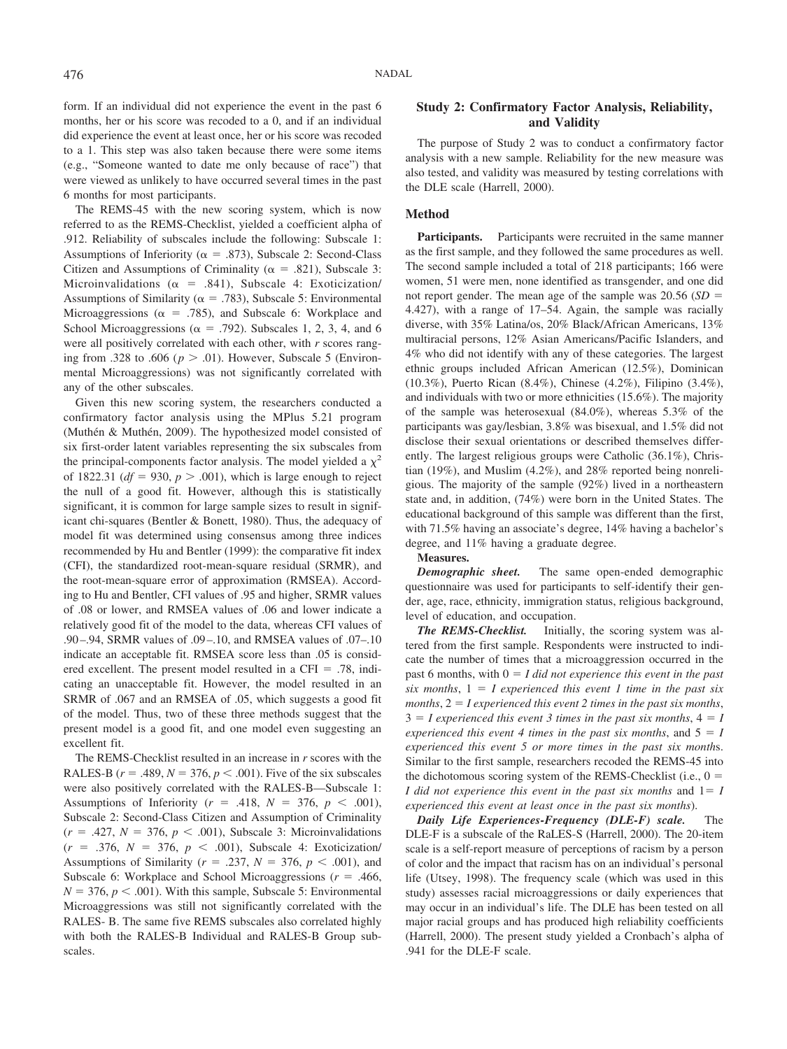form. If an individual did not experience the event in the past 6 months, her or his score was recoded to a 0, and if an individual did experience the event at least once, her or his score was recoded to a 1. This step was also taken because there were some items (e.g., "Someone wanted to date me only because of race") that were viewed as unlikely to have occurred several times in the past 6 months for most participants.

The REMS-45 with the new scoring system, which is now referred to as the REMS-Checklist, yielded a coefficient alpha of .912. Reliability of subscales include the following: Subscale 1: Assumptions of Inferiority ($\alpha$ = .873), Subscale 2: Second-Class Citizen and Assumptions of Criminality ($\alpha$ = .821), Subscale 3: Microinvalidations ($\alpha$ = .841), Subscale 4: Exoticization/Assumptions of Similarity ($\alpha$ = .783), Subscale 5: Environmental Microaggressions ($\alpha$ = .785), and Subscale 6: Workplace and School Microaggressions ($\alpha$ = .792). Subscales 1, 2, 3, 4, and 6 were all positively correlated with each other, with *r* scores ranging from .328 to .606 ($p > .01$). However, Subscale 5 (Environmental Microaggressions) was not significantly correlated with any of the other subscales.

Given this new scoring system, the researchers conducted a confirmatory factor analysis using the MPlus 5.21 program (Muthén & Muthén, 2009). The hypothesized model consisted of six first-order latent variables representing the six subscales from the principal-components factor analysis. The model yielded a $\chi^2$ of 1822.31 ($df$ = 930, $p > .001$), which is large enough to reject the null of a good fit. However, although this is statistically significant, it is common for large sample sizes to result in significant chi-squares (Bentler & Bonett, 1980). Thus, the adequacy of model fit was determined using consensus among three indices recommended by Hu and Bentler (1999): the comparative fit index (CFI), the standardized root-mean-square residual (SRMR), and the root-mean-square error of approximation (RMSEA). According to Hu and Bentler, CFI values of .95 and higher, SRMR values of .08 or lower, and RMSEA values of .06 and lower indicate a relatively good fit of the model to the data, whereas CFI values of .90–.94, SRMR values of .09–.10, and RMSEA values of .07–.10 indicate an acceptable fit. RMSEA score less than .05 is considered excellent. The present model resulted in a CFI = .78, indicating an unacceptable fit. However, the model resulted in an SRMR of .067 and an RMSEA of .05, which suggests a good fit of the model. Thus, two of these three methods suggest that the present model is a good fit, and one model even suggesting an excellent fit.

The REMS-Checklist resulted in an increase in *r* scores with the RALES-B ($r$ = .489, $N$ = 376, $p < .001$). Five of the six subscales were also positively correlated with the RALES-B—Subscale 1: Assumptions of Inferiority ($r$ = .418, $N$ = 376, $p < .001$), Subscale 2: Second-Class Citizen and Assumption of Criminality ($r$ = .427, $N$ = 376, $p < .001$), Subscale 3: Microinvalidations ($r$ = .376, $N$ = 376, $p < .001$), Subscale 4: Exoticization/Assumptions of Similarity ($r$ = .237, $N$ = 376, $p < .001$), and Subscale 6: Workplace and School Microaggressions ($r$ = .466, $N$ = 376, $p < .001$). With this sample, Subscale 5: Environmental Microaggressions was still not significantly correlated with the RALES- B. The same five REMS subscales also correlated highly with both the RALES-B Individual and RALES-B Group subscales.

## Study 2: Confirmatory Factor Analysis, Reliability, and Validity

The purpose of Study 2 was to conduct a confirmatory factor analysis with a new sample. Reliability for the new measure was also tested, and validity was measured by testing correlations with the DLE scale (Harrell, 2000).

### Method

**Participants.** Participants were recruited in the same manner as the first sample, and they followed the same procedures as well. The second sample included a total of 218 participants; 166 were women, 51 were men, none identified as transgender, and one did not report gender. The mean age of the sample was 20.56 ($SD$ = 4.427), with a range of 17–54. Again, the sample was racially diverse, with 35% Latina/os, 20% Black/African Americans, 13% multiracial persons, 12% Asian Americans/Pacific Islanders, and 4% who did not identify with any of these categories. The largest ethnic groups included African American (12.5%), Dominican (10.3%), Puerto Rican (8.4%), Chinese (4.2%), Filipino (3.4%), and individuals with two or more ethnicities (15.6%). The majority of the sample was heterosexual (84.0%), whereas 5.3% of the participants was gay/lesbian, 3.8% was bisexual, and 1.5% did not disclose their sexual orientations or described themselves differently. The largest religious groups were Catholic (36.1%), Christian (19%), and Muslim (4.2%), and 28% reported being nonreligious. The majority of the sample (92%) lived in a northeastern state and, in addition, (74%) were born in the United States. The educational background of this sample was different than the first, with 71.5% having an associate's degree, 14% having a bachelor's degree, and 11% having a graduate degree.

**Measures.**

***Demographic sheet.*** The same open-ended demographic questionnaire was used for participants to self-identify their gender, age, race, ethnicity, immigration status, religious background, level of education, and occupation.

***The REMS-Checklist.*** Initially, the scoring system was altered from the first sample. Respondents were instructed to indicate the number of times that a microaggression occurred in the past 6 months, with 0 = *I did not experience this event in the past six months*, 1 = *I experienced this event 1 time in the past six months*, 2 = *I experienced this event 2 times in the past six months*, 3 = *I experienced this event 3 times in the past six months*, 4 = *I experienced this event 4 times in the past six months*, and 5 = *I experienced this event 5 or more times in the past six months*. Similar to the first sample, researchers recoded the REMS-45 into the dichotomous scoring system of the REMS-Checklist (i.e., 0 = *I did not experience this event in the past six months* and 1= *I experienced this event at least once in the past six months*).

***Daily Life Experiences-Frequency (DLE-F) scale.*** The DLE-F is a subscale of the RaLES-S (Harrell, 2000). The 20-item scale is a self-report measure of perceptions of racism by a person of color and the impact that racism has on an individual's personal life (Utsey, 1998). The frequency scale (which was used in this study) assesses racial microaggressions or daily experiences that may occur in an individual's life. The DLE has been tested on all major racial groups and has produced high reliability coefficients (Harrell, 2000). The present study yielded a Cronbach's alpha of .941 for the DLE-F scale.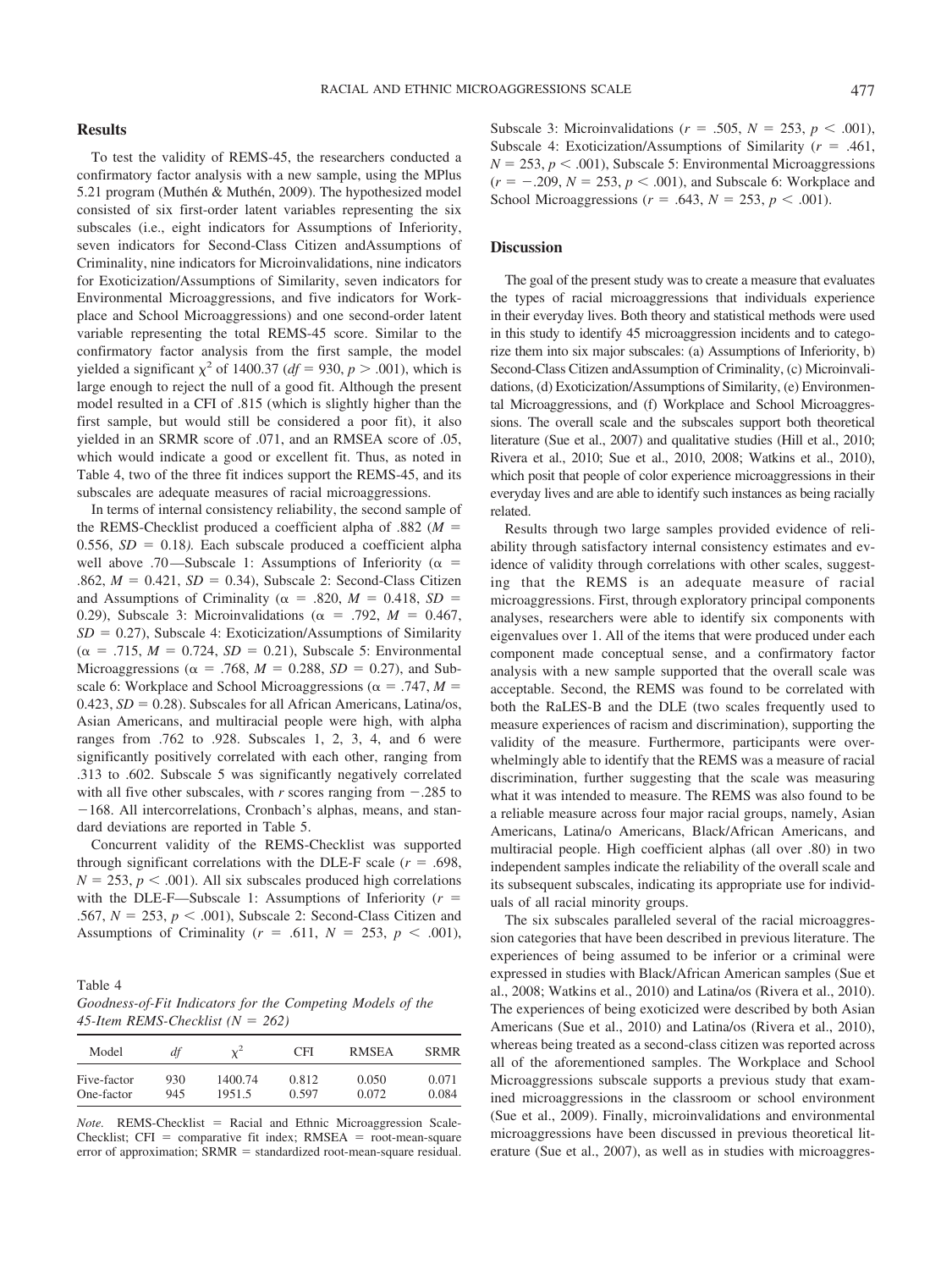## Results

To test the validity of REMS-45, the researchers conducted a confirmatory factor analysis with a new sample, using the MPlus 5.21 program (Muthén & Muthén, 2009). The hypothesized model consisted of six first-order latent variables representing the six subscales (i.e., eight indicators for Assumptions of Inferiority, seven indicators for Second-Class Citizen andAssumptions of Criminality, nine indicators for Microinvalidations, nine indicators for Exoticization/Assumptions of Similarity, seven indicators for Environmental Microaggressions, and five indicators for Workplace and School Microaggressions) and one second-order latent variable representing the total REMS-45 score. Similar to the confirmatory factor analysis from the first sample, the model yielded a significant $\chi^2$ of 1400.37 ($df = 930$, $p > .001$), which is large enough to reject the null of a good fit. Although the present model resulted in a CFI of .815 (which is slightly higher than the first sample, but would still be considered a poor fit), it also yielded in an SRMR score of .071, and an RMSEA score of .05, which would indicate a good or excellent fit. Thus, as noted in Table 4, two of the three fit indices support the REMS-45, and its subscales are adequate measures of racial microaggressions.

In terms of internal consistency reliability, the second sample of the REMS-Checklist produced a coefficient alpha of .882 ($M$ = 0.556, $SD$ = 0.18). Each subscale produced a coefficient alpha well above .70—Subscale 1: Assumptions of Inferiority ($\alpha$ = .862, $M$ = 0.421, $SD$ = 0.34), Subscale 2: Second-Class Citizen and Assumptions of Criminality ($\alpha$ = .820, $M$ = 0.418, $SD$ = 0.29), Subscale 3: Microinvalidations ($\alpha$ = .792, $M$ = 0.467, $SD$ = 0.27), Subscale 4: Exoticization/Assumptions of Similarity ($\alpha$ = .715, $M$ = 0.724, $SD$ = 0.21), Subscale 5: Environmental Microaggressions ($\alpha$ = .768, $M$ = 0.288, $SD$ = 0.27), and Subscale 6: Workplace and School Microaggressions ($\alpha$ = .747, $M$ = 0.423, $SD$ = 0.28). Subscales for all African Americans, Latina/os, Asian Americans, and multiracial people were high, with alpha ranges from .762 to .928. Subscales 1, 2, 3, 4, and 6 were significantly positively correlated with each other, ranging from .313 to .602. Subscale 5 was significantly negatively correlated with all five other subscales, with $r$ scores ranging from −.285 to −168. All intercorrelations, Cronbach's alphas, means, and standard deviations are reported in Table 5.

Concurrent validity of the REMS-Checklist was supported through significant correlations with the DLE-F scale ($r$ = .698, $N$ = 253, $p < .001$). All six subscales produced high correlations with the DLE-F—Subscale 1: Assumptions of Inferiority ($r$ = .567, $N$ = 253, $p < .001$), Subscale 2: Second-Class Citizen and Assumptions of Criminality ($r$ = .611, $N$ = 253, $p < .001$), Subscale 3: Microinvalidations ($r$ = .505, $N$ = 253, $p < .001$), Subscale 4: Exoticization/Assumptions of Similarity ($r$ = .461, $N$ = 253, $p < .001$), Subscale 5: Environmental Microaggressions ($r$ = −.209, $N$ = 253, $p < .001$), and Subscale 6: Workplace and School Microaggressions ($r$ = .643, $N$ = 253, $p < .001$).

Table 4
*Goodness-of-Fit Indicators for the Competing Models of the 45-Item REMS-Checklist (N = 262)*

| Model | $df$ | $\chi^2$ | CFI | RMSEA | SRMR |
|---|---|---|---|---|---|
| Five-factor | 930 | 1400.74 | 0.812 | 0.050 | 0.071 |
| One-factor | 945 | 1951.5 | 0.597 | 0.072 | 0.084 |

*Note.* REMS-Checklist = Racial and Ethnic Microaggressions Scale-Checklist; CFI = comparative fit index; RMSEA = root-mean-square error of approximation; SRMR = standardized root-mean-square residual.

## Discussion

The goal of the present study was to create a measure that evaluates the types of racial microaggressions that individuals experience in their everyday lives. Both theory and statistical methods were used in this study to identify 45 microaggression incidents and to categorize them into six major subscales: (a) Assumptions of Inferiority, b) Second-Class Citizen andAssumption of Criminality, (c) Microinvalidations, (d) Exoticization/Assumptions of Similarity, (e) Environmental Microaggressions, and (f) Workplace and School Microaggressions. The overall scale and the subscales support both theoretical literature (Sue et al., 2007) and qualitative studies (Hill et al., 2010; Rivera et al., 2010; Sue et al., 2010, 2008; Watkins et al., 2010), which posit that people of color experience microaggressions in their everyday lives and are able to identify such instances as being racially related.

Results through two large samples provided evidence of reliability through satisfactory internal consistency estimates and evidence of validity through correlations with other scales, suggesting that the REMS is an adequate measure of racial microaggressions. First, through exploratory principal components analyses, researchers were able to identify six components with eigenvalues over 1. All of the items that were produced under each component made conceptual sense, and a confirmatory factor analysis with a new sample supported that the overall scale was acceptable. Second, the REMS was found to be correlated with both the RaLES-B and the DLE (two scales frequently used to measure experiences of racism and discrimination), supporting the validity of the measure. Furthermore, participants were overwhelmingly able to identify that the REMS was a measure of racial discrimination, further suggesting that the scale was measuring what it was intended to measure. The REMS was also found to be a reliable measure across four major racial groups, namely, Asian Americans, Latina/o Americans, Black/African Americans, and multiracial people. High coefficient alphas (all over .80) in two independent samples indicate the reliability of the overall scale and its subsequent subscales, indicating its appropriate use for individuals of all racial minority groups.

The six subscales paralleled several of the racial microaggression categories that have been described in previous literature. The experiences of being assumed to be inferior or a criminal were expressed in studies with Black/African American samples (Sue et al., 2008; Watkins et al., 2010) and Latina/os (Rivera et al., 2010). The experiences of being exoticized were described by both Asian Americans (Sue et al., 2010) and Latina/os (Rivera et al., 2010), whereas being treated as a second-class citizen was reported across all of the aforementioned samples. The Workplace and School Microaggressions subscale supports a previous study that examined microaggressions in the classroom or school environment (Sue et al., 2009). Finally, microinvalidations and environmental microaggressions have been discussed in previous theoretical literature (Sue et al., 2007), as well as in studies with microaggres-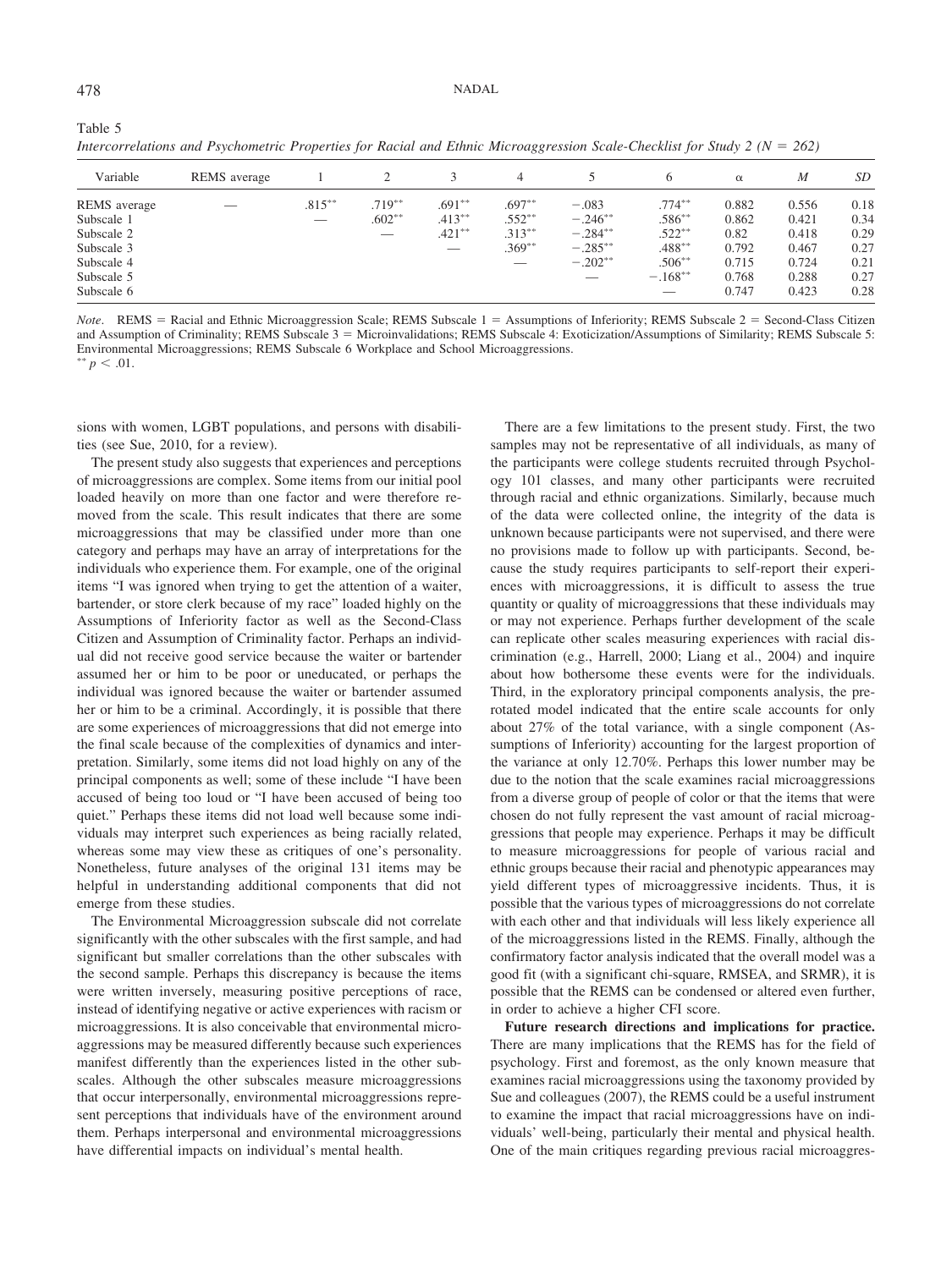Table 5
*Intercorrelations and Psychometric Properties for Racial and Ethnic Microaggression Scale-Checklist for Study 2 (N = 262)*

| Variable | REMS average | 1 | 2 | 3 | 4 | 5 | 6 | α | *M* | *SD* |
|---|---|---|---|---|---|---|---|---|---|---|
| REMS average | — | .815** | .719** | .691** | .697** | −.083 | .774** | 0.882 | 0.556 | 0.18 |
| Subscale 1 | | — | .602** | .413** | .552** | −.246** | .586** | 0.862 | 0.421 | 0.34 |
| Subscale 2 | | | — | .421** | .313** | −.284** | .522** | 0.82 | 0.418 | 0.29 |
| Subscale 3 | | | | — | .369** | −.285** | .488** | 0.792 | 0.467 | 0.27 |
| Subscale 4 | | | | | — | −.202** | .506** | 0.715 | 0.724 | 0.21 |
| Subscale 5 | | | | | | — | −.168** | 0.768 | 0.288 | 0.27 |
| Subscale 6 | | | | | | | — | 0.747 | 0.423 | 0.28 |

*Note*. REMS = Racial and Ethnic Microaggression Scale; REMS Subscale 1 = Assumptions of Inferiority; REMS Subscale 2 = Second-Class Citizen and Assumption of Criminality; REMS Subscale 3 = Microinvalidations; REMS Subscale 4: Exoticization/Assumptions of Similarity; REMS Subscale 5: Environmental Microaggressions; REMS Subscale 6 Workplace and School Microaggressions.
** $p < .01$.

sions with women, LGBT populations, and persons with disabilities (see Sue, 2010, for a review).

The present study also suggests that experiences and perceptions of microaggressions are complex. Some items from our initial pool loaded heavily on more than one factor and were therefore removed from the scale. This result indicates that there are some microaggressions that may be classified under more than one category and perhaps may have an array of interpretations for the individuals who experience them. For example, one of the original items "I was ignored when trying to get the attention of a waiter, bartender, or store clerk because of my race" loaded highly on the Assumptions of Inferiority factor as well as the Second-Class Citizen and Assumption of Criminality factor. Perhaps an individual did not receive good service because the waiter or bartender assumed her or him to be poor or uneducated, or perhaps the individual was ignored because the waiter or bartender assumed her or him to be a criminal. Accordingly, it is possible that there are some experiences of microaggressions that did not emerge into the final scale because of the complexities of dynamics and interpretation. Similarly, some items did not load highly on any of the principal components as well; some of these include "I have been accused of being too loud or "I have been accused of being too quiet." Perhaps these items did not load well because some individuals may interpret such experiences as being racially related, whereas some may view these as critiques of one's personality. Nonetheless, future analyses of the original 131 items may be helpful in understanding additional components that did not emerge from these studies.

The Environmental Microaggression subscale did not correlate significantly with the other subscales with the first sample, and had significant but smaller correlations than the other subscales with the second sample. Perhaps this discrepancy is because the items were written inversely, measuring positive perceptions of race, instead of identifying negative or active experiences with racism or microaggressions. It is also conceivable that environmental microaggressions may be measured differently because such experiences manifest differently than the experiences listed in the other subscales. Although the other subscales measure microaggressions that occur interpersonally, environmental microaggressions represent perceptions that individuals have of the environment around them. Perhaps interpersonal and environmental microaggressions have differential impacts on individual's mental health.

There are a few limitations to the present study. First, the two samples may not be representative of all individuals, as many of the participants were college students recruited through Psychology 101 classes, and many other participants were recruited through racial and ethnic organizations. Similarly, because much of the data were collected online, the integrity of the data is unknown because participants were not supervised, and there were no provisions made to follow up with participants. Second, because the study requires participants to self-report their experiences with microaggressions, it is difficult to assess the true quantity or quality of microaggressions that these individuals may or may not experience. Perhaps further development of the scale can replicate other scales measuring experiences with racial discrimination (e.g., Harrell, 2000; Liang et al., 2004) and inquire about how bothersome these events were for the individuals. Third, in the exploratory principal components analysis, the prerotated model indicated that the entire scale accounts for only about 27% of the total variance, with a single component (Assumptions of Inferiority) accounting for the largest proportion of the variance at only 12.70%. Perhaps this lower number may be due to the notion that the scale examines racial microaggressions from a diverse group of people of color or that the items that were chosen do not fully represent the vast amount of racial microaggressions that people may experience. Perhaps it may be difficult to measure microaggressions for people of various racial and ethnic groups because their racial and phenotypic appearances may yield different types of microaggressive incidents. Thus, it is possible that the various types of microaggressions do not correlate with each other and that individuals will less likely experience all of the microaggressions listed in the REMS. Finally, although the confirmatory factor analysis indicated that the overall model was a good fit (with a significant chi-square, RMSEA, and SRMR), it is possible that the REMS can be condensed or altered even further, in order to achieve a higher CFI score.

**Future research directions and implications for practice.** There are many implications that the REMS has for the field of psychology. First and foremost, as the only known measure that examines racial microaggressions using the taxonomy provided by Sue and colleagues (2007), the REMS could be a useful instrument to examine the impact that racial microaggressions have on individuals' well-being, particularly their mental and physical health. One of the main critiques regarding previous racial microaggres-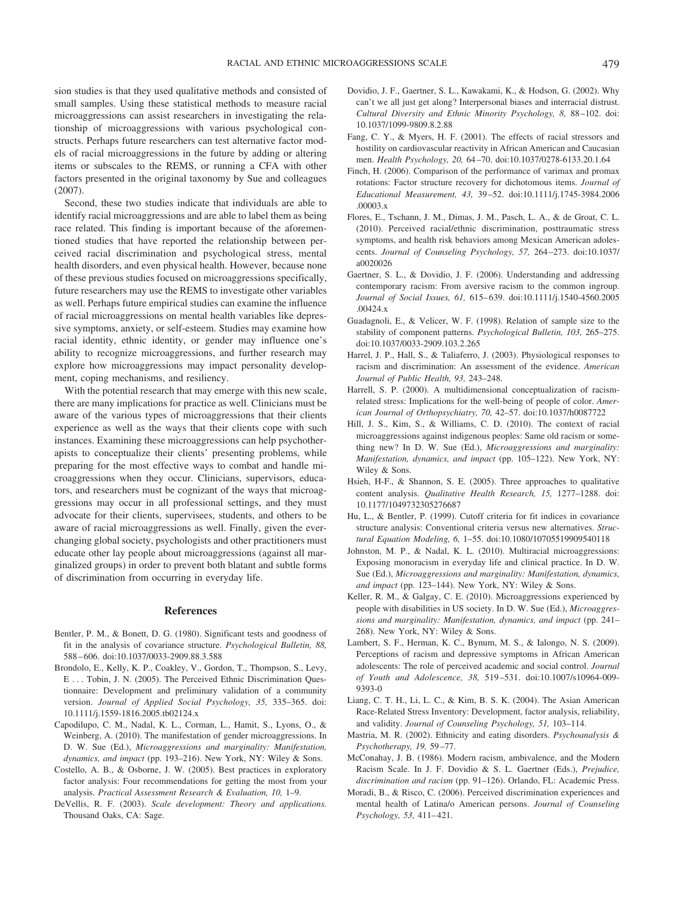sion studies is that they used qualitative methods and consisted of small samples. Using these statistical methods to measure racial microaggressions can assist researchers in investigating the relationship of microaggressions with various psychological constructs. Perhaps future researchers can test alternative factor models of racial microaggressions in the future by adding or altering items or subscales to the REMS, or running a CFA with other factors presented in the original taxonomy by Sue and colleagues (2007).

Second, these two studies indicate that individuals are able to identify racial microaggressions and are able to label them as being race related. This finding is important because of the aforementioned studies that have reported the relationship between perceived racial discrimination and psychological stress, mental health disorders, and even physical health. However, because none of these previous studies focused on microaggressions specifically, future researchers may use the REMS to investigate other variables as well. Perhaps future empirical studies can examine the influence of racial microaggressions on mental health variables like depressive symptoms, anxiety, or self-esteem. Studies may examine how racial identity, ethnic identity, or gender may influence one's ability to recognize microaggressions, and further research may explore how microaggressions may impact personality development, coping mechanisms, and resiliency.

With the potential research that may emerge with this new scale, there are many implications for practice as well. Clinicians must be aware of the various types of microaggressions that their clients experience as well as the ways that their clients cope with such instances. Examining these microaggressions can help psychotherapists to conceptualize their clients' presenting problems, while preparing for the most effective ways to combat and handle microaggressions when they occur. Clinicians, supervisors, educators, and researchers must be cognizant of the ways that microaggressions may occur in all professional settings, and they must advocate for their clients, supervisees, students, and others to be aware of racial microaggressions as well. Finally, given the ever-changing global society, psychologists and other practitioners must educate other lay people about microaggressions (against all marginalized groups) in order to prevent both blatant and subtle forms of discrimination from occurring in everyday life.

## References

Bentler, P. M., & Bonett, D. G. (1980). Significant tests and goodness of fit in the analysis of covariance structure. *Psychological Bulletin, 88,* 588–606. doi:10.1037/0033-2909.88.3.588

Brondolo, E., Kelly, K. P., Coakley, V., Gordon, T., Thompson, S., Levy, E . . . Tobin, J. N. (2005). The Perceived Ethnic Discrimination Questionnaire: Development and preliminary validation of a community version. *Journal of Applied Social Psychology, 35,* 335–365. doi:10.1111/j.1559-1816.2005.tb02124.x

Capodilupo, C. M., Nadal, K. L., Corman, L., Hamit, S., Lyons, O., & Weinberg, A. (2010). The manifestation of gender microaggressions. In D. W. Sue (Ed.), *Microaggressions and marginality: Manifestation, dynamics, and impact* (pp. 193–216). New York, NY: Wiley & Sons.

Costello, A. B., & Osborne, J. W. (2005). Best practices in exploratory factor analysis: Four recommendations for getting the most from your analysis. *Practical Assessment Research & Evaluation, 10,* 1–9.

DeVellis, R. F. (2003). *Scale development: Theory and applications.* Thousand Oaks, CA: Sage.

Dovidio, J. F., Gaertner, S. L., Kawakami, K., & Hodson, G. (2002). Why can't we all just get along? Interpersonal biases and interracial distrust. *Cultural Diversity and Ethnic Minority Psychology, 8,* 88–102. doi:10.1037/1099-9809.8.2.88

Fang, C. Y., & Myers, H. F. (2001). The effects of racial stressors and hostility on cardiovascular reactivity in African American and Caucasian men. *Health Psychology, 20,* 64–70. doi:10.1037/0278-6133.20.1.64

Finch, H. (2006). Comparison of the performance of varimax and promax rotations: Factor structure recovery for dichotomous items. *Journal of Educational Measurement, 43,* 39–52. doi:10.1111/j.1745-3984.2006.00003.x

Flores, E., Tschann, J. M., Dimas, J. M., Pasch, L. A., & de Groat, C. L. (2010). Perceived racial/ethnic discrimination, posttraumatic stress symptoms, and health risk behaviors among Mexican American adolescents. *Journal of Counseling Psychology, 57,* 264–273. doi:10.1037/a0020026

Gaertner, S. L., & Dovidio, J. F. (2006). Understanding and addressing contemporary racism: From aversive racism to the common ingroup. *Journal of Social Issues, 61,* 615–639. doi:10.1111/j.1540-4560.2005.00424.x

Guadagnoli, E., & Velicer, W. F. (1998). Relation of sample size to the stability of component patterns. *Psychological Bulletin, 103,* 265–275. doi:10.1037/0033-2909.103.2.265

Harrel, J. P., Hall, S., & Taliaferro, J. (2003). Physiological responses to racism and discrimination: An assessment of the evidence. *American Journal of Public Health, 93,* 243–248.

Harrell, S. P. (2000). A multidimensional conceptualization of racism-related stress: Implications for the well-being of people of color. *American Journal of Orthopsychiatry, 70,* 42–57. doi:10.1037/h0087722

Hill, J. S., Kim, S., & Williams, C. D. (2010). The context of racial microaggressions against indigenous peoples: Same old racism or something new? In D. W. Sue (Ed.), *Microaggressions and marginality: Manifestation, dynamics, and impact* (pp. 105–122). New York, NY: Wiley & Sons.

Hsieh, H-F., & Shannon, S. E. (2005). Three approaches to qualitative content analysis. *Qualitative Health Research, 15,* 1277–1288. doi:10.1177/1049732305276687

Hu, L., & Bentler, P. (1999). Cutoff criteria for fit indices in covariance structure analysis: Conventional criteria versus new alternatives. *Structural Equation Modeling, 6,* 1–55. doi:10.1080/10705519909540118

Johnston, M. P., & Nadal, K. L. (2010). Multiracial microaggressions: Exposing monoracism in everyday life and clinical practice. In D. W. Sue (Ed.), *Microaggressions and marginality: Manifestation, dynamics, and impact* (pp. 123–144). New York, NY: Wiley & Sons.

Keller, R. M., & Galgay, C. E. (2010). Microaggressions experienced by people with disabilities in US society. In D. W. Sue (Ed.), *Microaggressions and marginality: Manifestation, dynamics, and impact* (pp. 241–268). New York, NY: Wiley & Sons.

Lambert, S. F., Herman, K. C., Bynum, M. S., & Ialongo, N. S. (2009). Perceptions of racism and depressive symptoms in African American adolescents: The role of perceived academic and social control. *Journal of Youth and Adolescence, 38,* 519–531. doi:10.1007/s10964-009-9393-0

Liang, C. T. H., Li, L. C., & Kim, B. S. K. (2004). The Asian American Race-Related Stress Inventory: Development, factor analysis, reliability, and validity. *Journal of Counseling Psychology, 51,* 103–114.

Mastria, M. R. (2002). Ethnicity and eating disorders. *Psychoanalysis & Psychotherapy, 19,* 59–77.

McConahay, J. B. (1986). Modern racism, ambivalence, and the Modern Racism Scale. In J. F. Dovidio & S. L. Gaertner (Eds.), *Prejudice, discrimination and racism* (pp. 91–126). Orlando, FL: Academic Press.

Moradi, B., & Risco, C. (2006). Perceived discrimination experiences and mental health of Latina/o American persons. *Journal of Counseling Psychology, 53,* 411–421.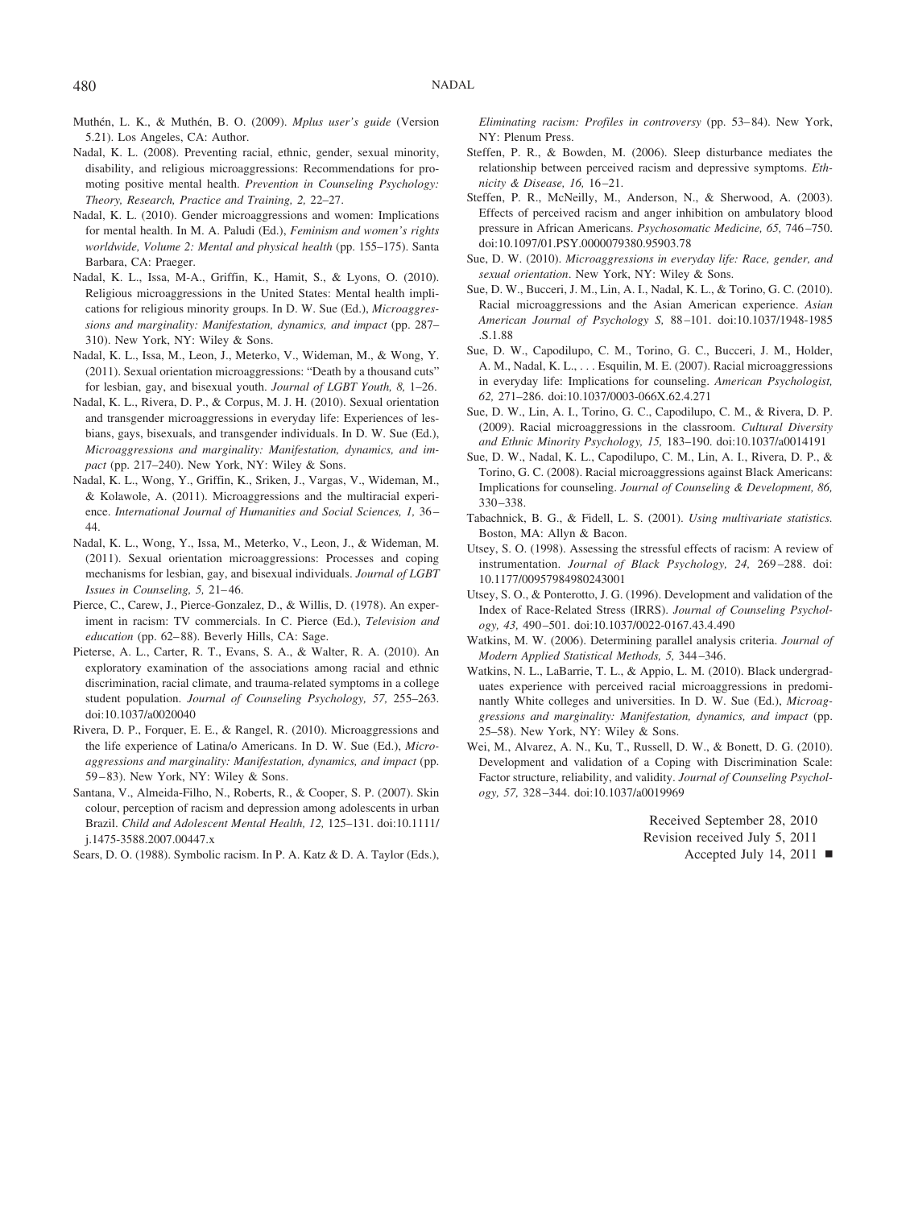Muthén, L. K., & Muthén, B. O. (2009). *Mplus user's guide* (Version 5.21). Los Angeles, CA: Author.

Nadal, K. L. (2008). Preventing racial, ethnic, gender, sexual minority, disability, and religious microaggressions: Recommendations for promoting positive mental health. *Prevention in Counseling Psychology: Theory, Research, Practice and Training, 2,* 22–27.

Nadal, K. L. (2010). Gender microaggressions and women: Implications for mental health. In M. A. Paludi (Ed.), *Feminism and women's rights worldwide, Volume 2: Mental and physical health* (pp. 155–175). Santa Barbara, CA: Praeger.

Nadal, K. L., Issa, M-A., Griffin, K., Hamit, S., & Lyons, O. (2010). Religious microaggressions in the United States: Mental health implications for religious minority groups. In D. W. Sue (Ed.), *Microaggressions and marginality: Manifestation, dynamics, and impact* (pp. 287–310). New York, NY: Wiley & Sons.

Nadal, K. L., Issa, M., Leon, J., Meterko, V., Wideman, M., & Wong, Y. (2011). Sexual orientation microaggressions: "Death by a thousand cuts" for lesbian, gay, and bisexual youth. *Journal of LGBT Youth, 8,* 1–26.

Nadal, K. L., Rivera, D. P., & Corpus, M. J. H. (2010). Sexual orientation and transgender microaggressions in everyday life: Experiences of lesbians, gays, bisexuals, and transgender individuals. In D. W. Sue (Ed.), *Microaggressions and marginality: Manifestation, dynamics, and impact* (pp. 217–240). New York, NY: Wiley & Sons.

Nadal, K. L., Wong, Y., Griffin, K., Sriken, J., Vargas, V., Wideman, M., & Kolawole, A. (2011). Microaggressions and the multiracial experience. *International Journal of Humanities and Social Sciences, 1,* 36–44.

Nadal, K. L., Wong, Y., Issa, M., Meterko, V., Leon, J., & Wideman, M. (2011). Sexual orientation microaggressions: Processes and coping mechanisms for lesbian, gay, and bisexual individuals. *Journal of LGBT Issues in Counseling, 5,* 21–46.

Pierce, C., Carew, J., Pierce-Gonzalez, D., & Willis, D. (1978). An experiment in racism: TV commercials. In C. Pierce (Ed.), *Television and education* (pp. 62–88). Beverly Hills, CA: Sage.

Pieterse, A. L., Carter, R. T., Evans, S. A., & Walter, R. A. (2010). An exploratory examination of the associations among racial and ethnic discrimination, racial climate, and trauma-related symptoms in a college student population. *Journal of Counseling Psychology, 57,* 255–263. doi:10.1037/a0020040

Rivera, D. P., Forquer, E. E., & Rangel, R. (2010). Microaggressions and the life experience of Latina/o Americans. In D. W. Sue (Ed.), *Microaggressions and marginality: Manifestation, dynamics, and impact* (pp. 59–83). New York, NY: Wiley & Sons.

Santana, V., Almeida-Filho, N., Roberts, R., & Cooper, S. P. (2007). Skin colour, perception of racism and depression among adolescents in urban Brazil. *Child and Adolescent Mental Health, 12,* 125–131. doi:10.1111/j.1475-3588.2007.00447.x

Sears, D. O. (1988). Symbolic racism. In P. A. Katz & D. A. Taylor (Eds.), *Eliminating racism: Profiles in controversy* (pp. 53–84). New York, NY: Plenum Press.

Steffen, P. R., & Bowden, M. (2006). Sleep disturbance mediates the relationship between perceived racism and depressive symptoms. *Ethnicity & Disease, 16,* 16–21.

Steffen, P. R., McNeilly, M., Anderson, N., & Sherwood, A. (2003). Effects of perceived racism and anger inhibition on ambulatory blood pressure in African Americans. *Psychosomatic Medicine, 65,* 746–750. doi:10.1097/01.PSY.0000079380.95903.78

Sue, D. W. (2010). *Microaggressions in everyday life: Race, gender, and sexual orientation*. New York, NY: Wiley & Sons.

Sue, D. W., Bucceri, J. M., Lin, A. I., Nadal, K. L., & Torino, G. C. (2010). Racial microaggressions and the Asian American experience. *Asian American Journal of Psychology S,* 88–101. doi:10.1037/1948-1985.S.1.88

Sue, D. W., Capodilupo, C. M., Torino, G. C., Bucceri, J. M., Holder, A. M., Nadal, K. L., . . . Esquilin, M. E. (2007). Racial microaggressions in everyday life: Implications for counseling. *American Psychologist, 62,* 271–286. doi:10.1037/0003-066X.62.4.271

Sue, D. W., Lin, A. I., Torino, G. C., Capodilupo, C. M., & Rivera, D. P. (2009). Racial microaggressions in the classroom. *Cultural Diversity and Ethnic Minority Psychology, 15,* 183–190. doi:10.1037/a0014191

Sue, D. W., Nadal, K. L., Capodilupo, C. M., Lin, A. I., Rivera, D. P., & Torino, G. C. (2008). Racial microaggressions against Black Americans: Implications for counseling. *Journal of Counseling & Development, 86,* 330–338.

Tabachnick, B. G., & Fidell, L. S. (2001). *Using multivariate statistics.* Boston, MA: Allyn & Bacon.

Utsey, S. O. (1998). Assessing the stressful effects of racism: A review of instrumentation. *Journal of Black Psychology, 24,* 269–288. doi:10.1177/00957984980243001

Utsey, S. O., & Ponterotto, J. G. (1996). Development and validation of the Index of Race-Related Stress (IRRS). *Journal of Counseling Psychology, 43,* 490–501. doi:10.1037/0022-0167.43.4.490

Watkins, M. W. (2006). Determining parallel analysis criteria. *Journal of Modern Applied Statistical Methods, 5,* 344–346.

Watkins, N. L., LaBarrie, T. L., & Appio, L. M. (2010). Black undergraduates experience with perceived racial microaggressions in predominantly White colleges and universities. In D. W. Sue (Ed.), *Microaggressions and marginality: Manifestation, dynamics, and impact* (pp. 25–58). New York, NY: Wiley & Sons.

Wei, M., Alvarez, A. N., Ku, T., Russell, D. W., & Bonett, D. G. (2010). Development and validation of a Coping with Discrimination Scale: Factor structure, reliability, and validity. *Journal of Counseling Psychology, 57,* 328–344. doi:10.1037/a0019969

Received September 28, 2010
Revision received July 5, 2011
Accepted July 14, 2011 ■